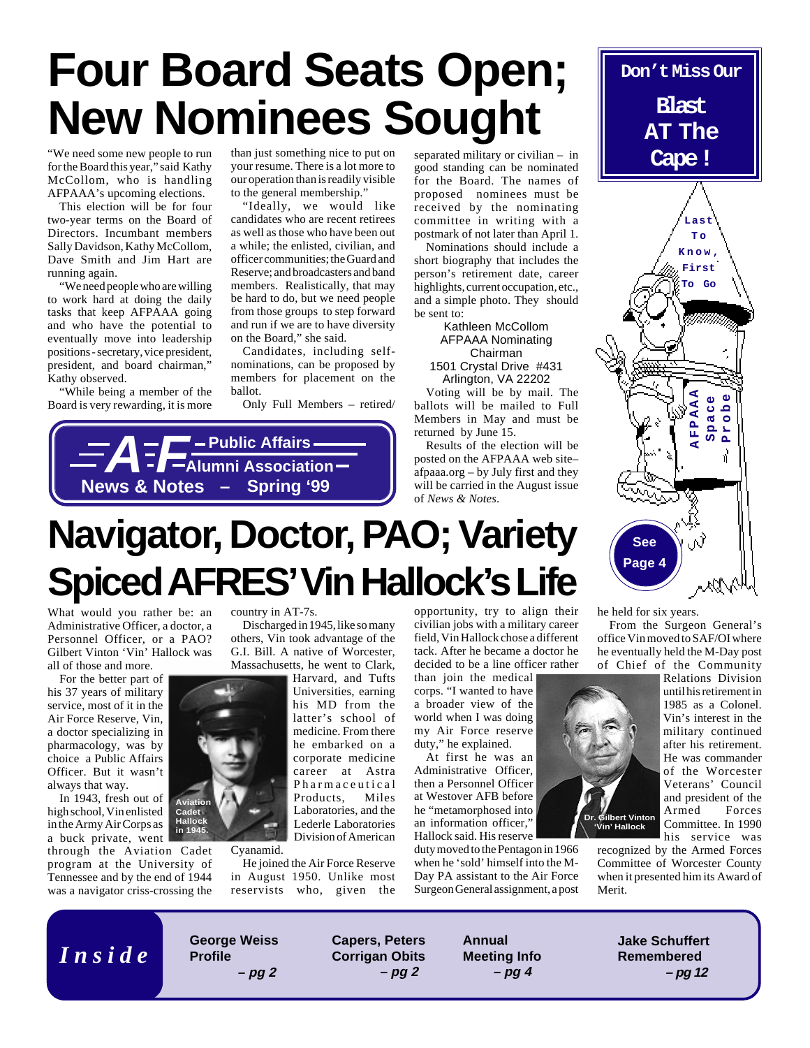# Four Board Seats Open; New Nominees Sought

"We need some new people to run for the Board this year," said Kathy McCollom, who is handling AFPAAA's upcoming elections.

This election will be for four two-year terms on the Board of Directors. Incumbant members Sally Davidson, Kathy McCollom, Dave Smith and Jim Hart are running again.

"We need people who are willing to work hard at doing the daily tasks that keep AFPAAA going and who have the potential to eventually move into leadership positions - secretary, vice president, president, and board chairman," Kathy observed.

"While being a member of the Board is very rewarding, it is more than just something nice to put on your resume. There is a lot more to our operation than is readily visible to the general membership."

"Ideally, we would like candidates who are recent retirees as well as those who have been out a while; the enlisted, civilian, and officer communities; the Guard and Reserve; and broadcasters and band members. Realistically, that may be hard to do, but we need people from those groups to step forward and run if we are to have diversity on the Board," she said.

Candidates, including self-nominations, can be proposed by members for placement on the ballot.

Only Full Members – retired/separated military or civilian – in good standing can be nominated for the Board. The names of proposed nominees must be received by the nominating committee in writing with a postmark of not later than April 1.

Nominations should include a short biography that includes the person's retirement date, career highlights, current occupation, etc., and a simple photo. They should be sent to:

Kathleen McCollom
AFPAAA Nominating Chairman
1501 Crystal Drive #431
Arlington, VA 22202

Voting will be by mail. The ballots will be mailed to Full Members in May and must be returned by June 15.

Results of the election will be posted on the AFPAAA web site– afpaaa.org – by July first and they will be carried in the August issue of *News & Notes*.

**AF Public Affairs Alumni Association**
**News & Notes – Spring '99**

**Don't Miss Our Blast AT The Cape!**

Last To Know, First To Go

AFPAAA Space Probe

**See Page 4**

# Navigator, Doctor, PAO; Variety Spiced AFRES' Vin Hallock's Life

What would you rather be: an Administrative Officer, a doctor, a Personnel Officer, or a PAO? Gilbert Vinton 'Vin' Hallock was all of those and more.

For the better part of his 37 years of military service, most of it in the Air Force Reserve, Vin, a doctor specializing in pharmacology, was by choice a Public Affairs Officer. But it wasn't always that way.

In 1943, fresh out of high school, Vin enlisted in the Army Air Corps as a buck private, went through the Aviation Cadet program at the University of Tennessee and by the end of 1944 was a navigator criss-crossing the country in AT-7s.

Aviation Cadet Hallock in 1945.

Discharged in 1945, like so many others, Vin took advantage of the G.I. Bill. A native of Worcester, Massachusetts, he went to Clark, Harvard, and Tufts Universities, earning his MD from the latter's school of medicine. From there he embarked on a corporate medicine career at Astra Pharmaceutical Products, Miles Laboratories, and the Lederle Laboratories Division of American Cyanamid.

He joined the Air Force Reserve in August 1950. Unlike most reservists who, given the opportunity, try to align their civilian jobs with a military career field, Vin Hallock chose a different tack. After he became a doctor he decided to be a line officer rather than join the medical corps. "I wanted to have a broader view of the world when I was doing my Air Force reserve duty," he explained.

At first he was an Administrative Officer, then a Personnel Officer at Westover AFB before he "metamorphosed into an information officer," Hallock said. His reserve duty moved to the Pentagon in 1966 when he 'sold' himself into the M-Day PA assistant to the Air Force Surgeon General assignment, a post he held for six years.

Dr. Gilbert Vinton 'Vin' Hallock

From the Surgeon General's office Vin moved to SAF/OI where he eventually held the M-Day post of Chief of the Community Relations Division until his retirement in 1985 as a Colonel. Vin's interest in the military continued after his retirement. He was commander of the Worcester Veterans' Council and president of the Armed Forces Committee. In 1990 his service was recognized by the Armed Forces Committee of Worcester County when it presented him its Award of Merit.

**Inside**

- **George Weiss Profile** – pg 2
- **Capers, Peters Corrigan Obits** – pg 2
- **Annual Meeting Info** – pg 4
- **Jake Schuffert Remembered** – pg 12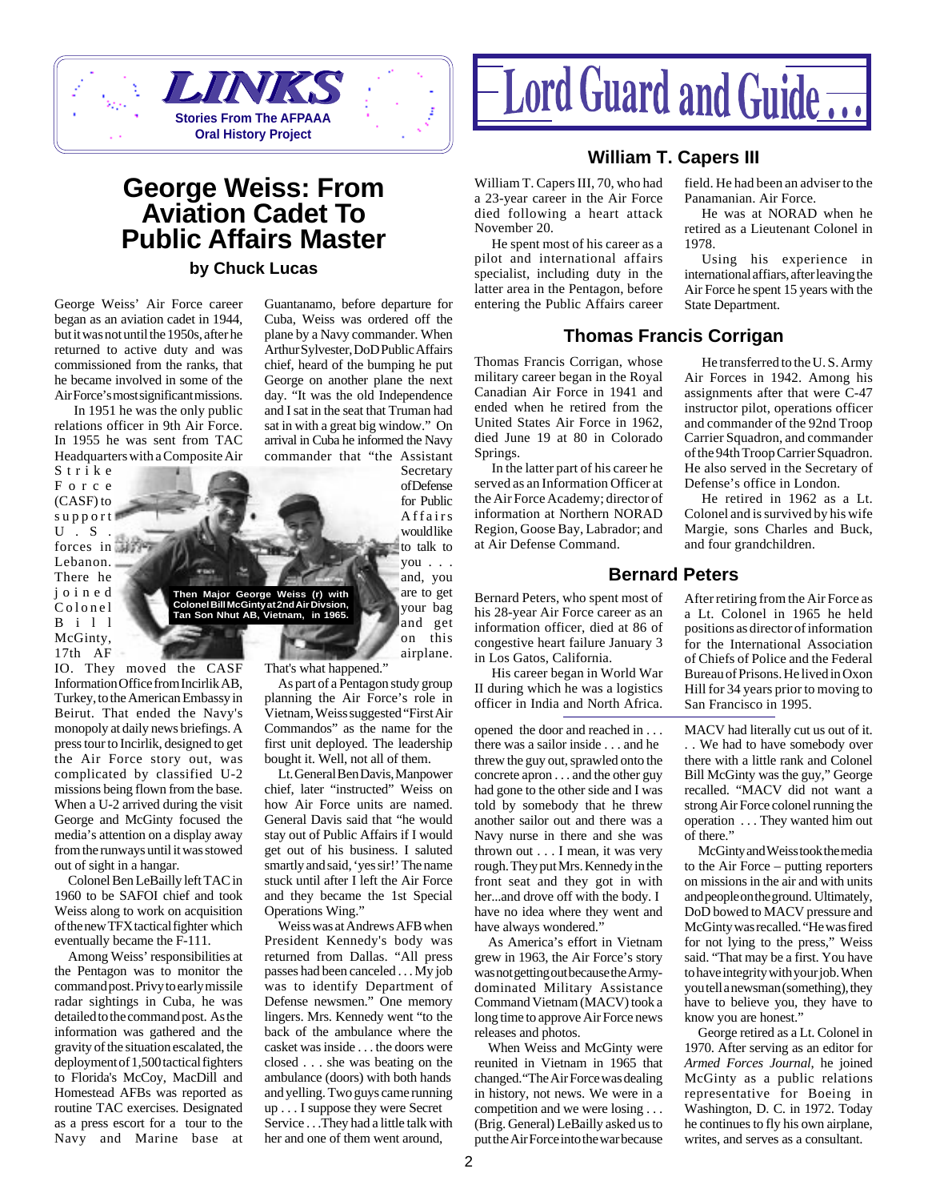**LINKS**
Stories From The AFPAAA Oral History Project

# George Weiss: From Aviation Cadet To Public Affairs Master

**by Chuck Lucas**

George Weiss' Air Force career began as an aviation cadet in 1944, but it was not until the 1950s, after he returned to active duty and was commissioned from the ranks, that he became involved in some of the Air Force's most significant missions.

In 1951 he was the only public relations officer in 9th Air Force. In 1955 he was sent from TAC Headquarters with a Composite Air Strike Force (CASF) to support U. S. forces in Lebanon. There he joined Colonel Bill McGinty, 17th AF IO. They moved the CASF Information Office from Incirlik AB, Turkey, to the American Embassy in Beirut. That ended the Navy's monopoly at daily news briefings. A press tour to Incirlik, designed to get the Air Force story out, was complicated by classified U-2 missions being flown from the base. When a U-2 arrived during the visit George and McGinty focused the media's attention on a display away from the runways until it was stowed out of sight in a hangar.

Colonel Ben LeBailly left TAC in 1960 to be SAFOI chief and took Weiss along to work on acquisition of the new TFX tactical fighter which eventually became the F-111.

Among Weiss' responsibilities at the Pentagon was to monitor the command post. Privy to early missile radar sightings in Cuba, he was detailed to the command post. As the information was gathered and the gravity of the situation escalated, the deployment of 1,500 tactical fighters to Florida's McCoy, MacDill and Homestead AFBs was reported as routine TAC exercises. Designated as a press escort for a tour to the Navy and Marine base at Guantanamo, before departure for Cuba, Weiss was ordered off the plane by a Navy commander. When Arthur Sylvester, DoD Public Affairs chief, heard of the bumping he put George on another plane the next day. "It was the old Independence and I sat in the seat that Truman had sat in with a great big window." On arrival in Cuba he informed the Navy commander that "the Assistant Secretary of Defense for Public Affairs would like to talk to you . . . and, you are to get your bag and get on this airplane. That's what happened."

Then Major George Weiss (r) with Colonel Bill McGinty at 2nd Air Divsion, Tan Son Nhut AB, Vietnam, in 1965.

As part of a Pentagon study group planning the Air Force's role in Vietnam, Weiss suggested "First Air Commandos" as the name for the first unit deployed. The leadership bought it. Well, not all of them.

Lt. General Ben Davis, Manpower chief, later "instructed" Weiss on how Air Force units are named. General Davis said that "he would stay out of Public Affairs if I would get out of his business. I saluted smartly and said, 'yes sir!' The name stuck until after I left the Air Force and they became the 1st Special Operations Wing."

Weiss was at Andrews AFB when President Kennedy's body was returned from Dallas. "All press passes had been canceled . . . My job was to identify Department of Defense newsmen." One memory lingers. Mrs. Kennedy went "to the back of the ambulance where the casket was inside . . . the doors were closed . . . she was beating on the ambulance (doors) with both hands and yelling. Two guys came running up . . . I suppose they were Secret Service . . . They had a little talk with her and one of them went around, opened the door and reached in . . . there was a sailor inside . . . and he threw the guy out, sprawled onto the concrete apron . . . and the other guy had gone to the other side and I was told by somebody that he threw another sailor out and there was a Navy nurse in there and she was thrown out . . . I mean, it was very rough. They put Mrs. Kennedy in the front seat and they got in with her...and drove off with the body. I have no idea where they went and have always wondered."

As America's effort in Vietnam grew in 1963, the Air Force's story was not getting out because the Army-dominated Military Assistance Command Vietnam (MACV) took a long time to approve Air Force news releases and photos.

When Weiss and McGinty were reunited in Vietnam in 1965 that changed. "The Air Force was dealing in history, not news. We were in a competition and we were losing . . . (Brig. General) LeBailly asked us to put the Air Force into the war because MACV had literally cut us out of it. . . We had to have somebody over there with a little rank and Colonel Bill McGinty was the guy," George recalled. "MACV did not want a strong Air Force colonel running the operation . . . They wanted him out of there."

McGinty and Weiss took the media to the Air Force – putting reporters on missions in the air and with units and people on the ground. Ultimately, DoD bowed to MACV pressure and McGinty was recalled. "He was fired for not lying to the press," Weiss said. "That may be a first. You have to have integrity with your job. When you tell a newsman (something), they have to believe you, they have to know you are honest."

George retired as a Lt. Colonel in 1970. After serving as an editor for *Armed Forces Journal*, he joined McGinty as a public relations representative for Boeing in Washington, D. C. in 1972. Today he continues to fly his own airplane, writes, and serves as a consultant.

# Lord Guard and Guide...

## William T. Capers III

William T. Capers III, 70, who had a 23-year career in the Air Force died following a heart attack November 20.

He spent most of his career as a pilot and international affairs specialist, including duty in the latter area in the Pentagon, before entering the Public Affairs career field. He had been an adviser to the Panamanian. Air Force.

He was at NORAD when he retired as a Lieutenant Colonel in 1978.

Using his experience in international affairs, after leaving the Air Force he spent 15 years with the State Department.

## Thomas Francis Corrigan

Thomas Francis Corrigan, whose military career began in the Royal Canadian Air Force in 1941 and ended when he retired from the United States Air Force in 1962, died June 19 at 80 in Colorado Springs.

In the latter part of his career he served as an Information Officer at the Air Force Academy; director of information at Northern NORAD Region, Goose Bay, Labrador; and at Air Defense Command.

He transferred to the U. S. Army Air Forces in 1942. Among his assignments after that were C-47 instructor pilot, operations officer and commander of the 92nd Troop Carrier Squadron, and commander of the 94th Troop Carrier Squadron. He also served in the Secretary of Defense's office in London.

He retired in 1962 as a Lt. Colonel and is survived by his wife Margie, sons Charles and Buck, and four grandchildren.

## Bernard Peters

Bernard Peters, who spent most of his 28-year Air Force career as an information officer, died at 86 of congestive heart failure January 3 in Los Gatos, California.

His career began in World War II during which he was a logistics officer in India and North Africa.

After retiring from the Air Force as a Lt. Colonel in 1965 he held positions as director of information for the International Association of Chiefs of Police and the Federal Bureau of Prisons. He lived in Oxon Hill for 34 years prior to moving to San Francisco in 1995.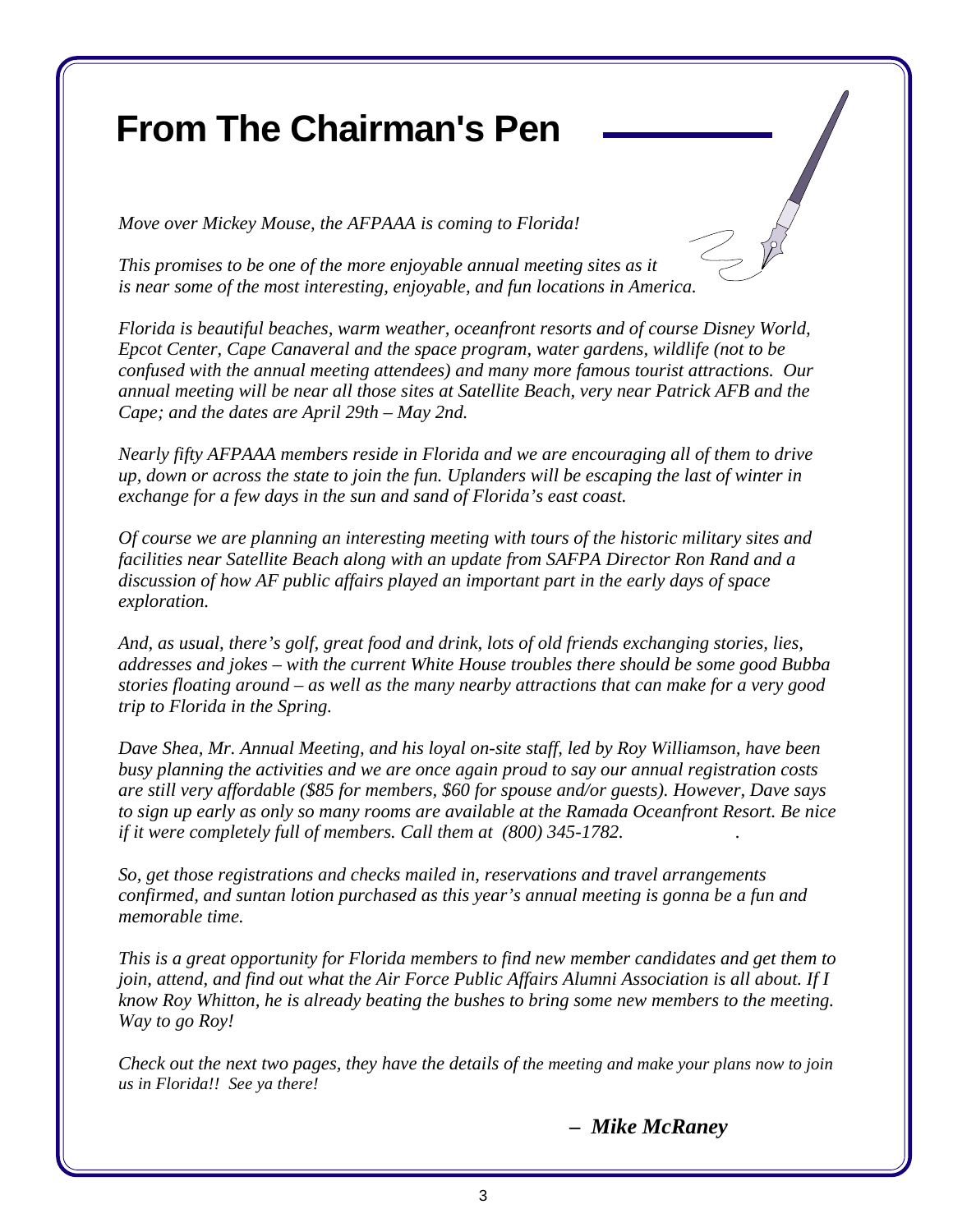# From The Chairman's Pen

*Move over Mickey Mouse, the AFPAAA is coming to Florida!*

*This promises to be one of the more enjoyable annual meeting sites as it is near some of the most interesting, enjoyable, and fun locations in America.*

*Florida is beautiful beaches, warm weather, oceanfront resorts and of course Disney World, Epcot Center, Cape Canaveral and the space program, water gardens, wildlife (not to be confused with the annual meeting attendees) and many more famous tourist attractions. Our annual meeting will be near all those sites at Satellite Beach, very near Patrick AFB and the Cape; and the dates are April 29th – May 2nd.*

*Nearly fifty AFPAAA members reside in Florida and we are encouraging all of them to drive up, down or across the state to join the fun. Uplanders will be escaping the last of winter in exchange for a few days in the sun and sand of Florida's east coast.*

*Of course we are planning an interesting meeting with tours of the historic military sites and facilities near Satellite Beach along with an update from SAFPA Director Ron Rand and a discussion of how AF public affairs played an important part in the early days of space exploration.*

*And, as usual, there's golf, great food and drink, lots of old friends exchanging stories, lies, addresses and jokes – with the current White House troubles there should be some good Bubba stories floating around – as well as the many nearby attractions that can make for a very good trip to Florida in the Spring.*

*Dave Shea, Mr. Annual Meeting, and his loyal on-site staff, led by Roy Williamson, have been busy planning the activities and we are once again proud to say our annual registration costs are still very affordable ($85 for members, $60 for spouse and/or guests). However, Dave says to sign up early as only so many rooms are available at the Ramada Oceanfront Resort. Be nice if it were completely full of members. Call them at (800) 345-1782.*

*So, get those registrations and checks mailed in, reservations and travel arrangements confirmed, and suntan lotion purchased as this year's annual meeting is gonna be a fun and memorable time.*

*This is a great opportunity for Florida members to find new member candidates and get them to join, attend, and find out what the Air Force Public Affairs Alumni Association is all about. If I know Roy Whitton, he is already beating the bushes to bring some new members to the meeting. Way to go Roy!*

*Check out the next two pages, they have the details of the meeting and make your plans now to join us in Florida!! See ya there!*

***– Mike McRaney***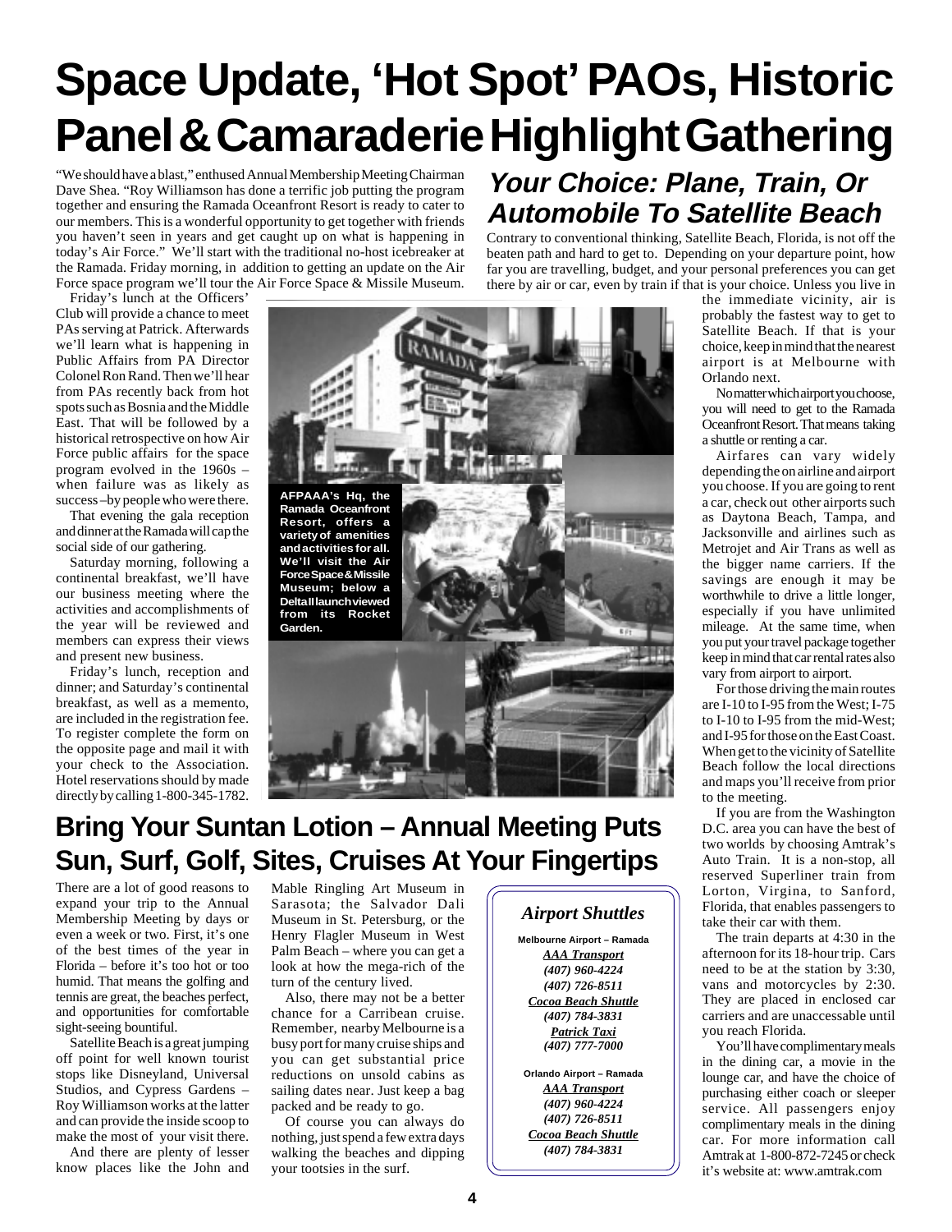# Space Update, 'Hot Spot' PAOs, Historic Panel & Camaraderie Highlight Gathering

"We should have a blast," enthused Annual Membership Meeting Chairman Dave Shea. "Roy Williamson has done a terrific job putting the program together and ensuring the Ramada Oceanfront Resort is ready to cater to our members. This is a wonderful opportunity to get together with friends you haven't seen in years and get caught up on what is happening in today's Air Force." We'll start with the traditional no-host icebreaker at the Ramada. Friday morning, in addition to getting an update on the Air Force space program we'll tour the Air Force Space & Missile Museum.

Friday's lunch at the Officers' Club will provide a chance to meet PAs serving at Patrick. Afterwards we'll learn what is happening in Public Affairs from PA Director Colonel Ron Rand. Then we'll hear from PAs recently back from hot spots such as Bosnia and the Middle East. That will be followed by a historical retrospective on how Air Force public affairs for the space program evolved in the 1960s – when failure was as likely as success –by people who were there.

That evening the gala reception and dinner at the Ramada will cap the social side of our gathering.

Saturday morning, following a continental breakfast, we'll have our business meeting where the activities and accomplishments of the year will be reviewed and members can express their views and present new business.

Friday's lunch, reception and dinner; and Saturday's continental breakfast, as well as a memento, are included in the registration fee. To register complete the form on the opposite page and mail it with your check to the Association. Hotel reservations should by made directly by calling 1-800-345-1782.

**AFPAAA's Hq, the Ramada Oceanfront Resort, offers a variety of amenities and activities for all. We'll visit the Air Force Space & Missile Museum; below a Delta II launch viewed from its Rocket Garden.**

## Your Choice: Plane, Train, Or Automobile To Satellite Beach

Contrary to conventional thinking, Satellite Beach, Florida, is not off the beaten path and hard to get to. Depending on your departure point, how far you are travelling, budget, and your personal preferences you can get there by air or car, even by train if that is your choice. Unless you live in the immediate vicinity, air is probably the fastest way to get to Satellite Beach. If that is your choice, keep in mind that the nearest airport is at Melbourne with Orlando next.

No matter which airport you choose, you will need to get to the Ramada Oceanfront Resort. That means taking a shuttle or renting a car.

Airfares can vary widely depending the on airline and airport you choose. If you are going to rent a car, check out other airports such as Daytona Beach, Tampa, and Jacksonville and airlines such as Metrojet and Air Trans as well as the bigger name carriers. If the savings are enough it may be worthwhile to drive a little longer, especially if you have unlimited mileage. At the same time, when you put your travel package together keep in mind that car rental rates also vary from airport to airport.

For those driving the main routes are I-10 to I-95 from the West; I-75 to I-10 to I-95 from the mid-West; and I-95 for those on the East Coast. When get to the vicinity of Satellite Beach follow the local directions and maps you'll receive from prior to the meeting.

If you are from the Washington D.C. area you can have the best of two worlds by choosing Amtrak's Auto Train. It is a non-stop, all reserved Superliner train from Lorton, Virgina, to Sanford, Florida, that enables passengers to take their car with them.

The train departs at 4:30 in the afternoon for its 18-hour trip. Cars need to be at the station by 3:30, vans and motorcycles by 2:30. They are placed in enclosed car carriers and are unaccessable until you reach Florida.

You'll have complimentary meals in the dining car, a movie in the lounge car, and have the choice of purchasing either coach or sleeper service. All passengers enjoy complimentary meals in the dining car. For more information call Amtrak at 1-800-872-7245 or check it's website at: www.amtrak.com

## Bring Your Suntan Lotion – Annual Meeting Puts Sun, Surf, Golf, Sites, Cruises At Your Fingertips

There are a lot of good reasons to expand your trip to the Annual Membership Meeting by days or even a week or two. First, it's one of the best times of the year in Florida – before it's too hot or too humid. That means the golfing and tennis are great, the beaches perfect, and opportunities for comfortable sight-seeing bountiful.

Satellite Beach is a great jumping off point for well known tourist stops like Disneyland, Universal Studios, and Cypress Gardens – Roy Williamson works at the latter and can provide the inside scoop to make the most of your visit there.

And there are plenty of lesser know places like the John and Mable Ringling Art Museum in Sarasota; the Salvador Dali Museum in St. Petersburg, or the Henry Flagler Museum in West Palm Beach – where you can get a look at how the mega-rich of the turn of the century lived.

Also, there may not be a better chance for a Carribean cruise. Remember, nearby Melbourne is a busy port for many cruise ships and you can get substantial price reductions on unsold cabins as sailing dates near. Just keep a bag packed and be ready to go.

Of course you can always do nothing, just spend a few extra days walking the beaches and dipping your tootsies in the surf.

### *Airport Shuttles*

**Melbourne Airport – Ramada**

*AAA Transport*
*(407) 960-4224*
*(407) 726-8511*
*Cocoa Beach Shuttle*
*(407) 784-3831*
*Patrick Taxi*
*(407) 777-7000*

**Orlando Airport – Ramada**

*AAA Transport*
*(407) 960-4224*
*(407) 726-8511*
*Cocoa Beach Shuttle*
*(407) 784-3831*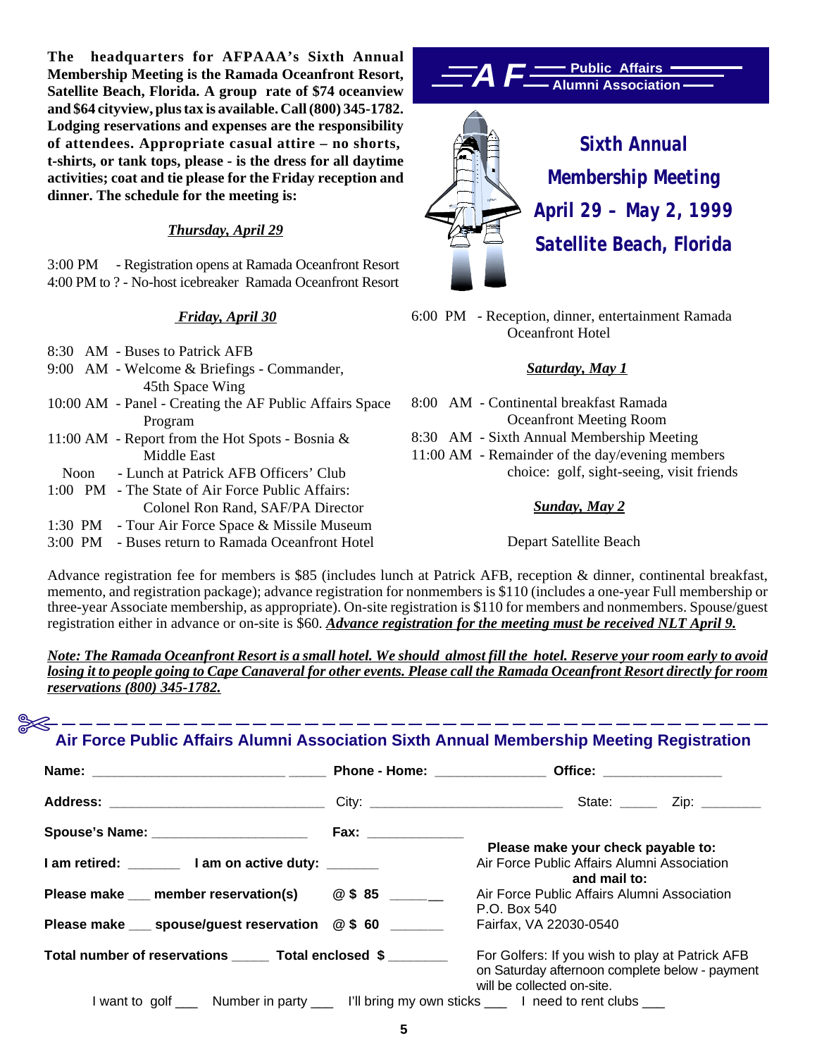**AF Public Affairs Alumni Association**

# Sixth Annual Membership Meeting

## April 29 – May 2, 1999

## Satellite Beach, Florida

**The headquarters for AFPAAA's Sixth Annual Membership Meeting is the Ramada Oceanfront Resort, Satellite Beach, Florida. A group rate of $74 oceanview and $64 cityview, plus tax is available. Call (800) 345-1782. Lodging reservations and expenses are the responsibility of attendees. Appropriate casual attire – no shorts, t-shirts, or tank tops, please - is the dress for all daytime activities; coat and tie please for the Friday reception and dinner. The schedule for the meeting is:**

### *Thursday, April 29*

3:00 PM - Registration opens at Ramada Oceanfront Resort
4:00 PM to ? - No-host icebreaker Ramada Oceanfront Resort

### *Friday, April 30*

8:30 AM - Buses to Patrick AFB
9:00 AM - Welcome & Briefings - Commander, 45th Space Wing
10:00 AM - Panel - Creating the AF Public Affairs Space Program
11:00 AM - Report from the Hot Spots - Bosnia & Middle East
Noon - Lunch at Patrick AFB Officers' Club
1:00 PM - The State of Air Force Public Affairs: Colonel Ron Rand, SAF/PA Director
1:30 PM - Tour Air Force Space & Missile Museum
3:00 PM - Buses return to Ramada Oceanfront Hotel
6:00 PM - Reception, dinner, entertainment Ramada Oceanfront Hotel

### *Saturday, May 1*

8:00 AM - Continental breakfast Ramada Oceanfront Meeting Room
8:30 AM - Sixth Annual Membership Meeting
11:00 AM - Remainder of the day/evening members choice: golf, sight-seeing, visit friends

### *Sunday, May 2*

Depart Satellite Beach

Advance registration fee for members is $85 (includes lunch at Patrick AFB, reception & dinner, continental breakfast, memento, and registration package); advance registration for nonmembers is $110 (includes a one-year Full membership or three-year Associate membership, as appropriate). On-site registration is $110 for members and nonmembers. Spouse/guest registration either in advance or on-site is $60. ***Advance registration for the meeting must be received NLT April 9.***

***Note: The Ramada Oceanfront Resort is a small hotel. We should almost fill the hotel. Reserve your room early to avoid losing it to people going to Cape Canaveral for other events. Please call the Ramada Oceanfront Resort directly for room reservations (800) 345-1782.***

---

## Air Force Public Affairs Alumni Association Sixth Annual Membership Meeting Registration

**Name:** ______________________________ **Phone - Home:** ______________ **Office:** _______________

**Address:** ____________________________ City: _________________________ State: _____ Zip: ________

**Spouse's Name:** _____________________ **Fax:** ____________

**I am retired:** _______ **I am on active duty:** _______

**Please make ___ member reservation(s) @ $ 85** _______

**Please make ___ spouse/guest reservation @ $ 60** _______

**Total number of reservations** _____ **Total enclosed $** ________

**Please make your check payable to:**
Air Force Public Affairs Alumni Association
**and mail to:**
Air Force Public Affairs Alumni Association
P.O. Box 540
Fairfax, VA 22030-0540

For Golfers: If you wish to play at Patrick AFB on Saturday afternoon complete below - payment will be collected on-site.

I want to golf ___ Number in party ___ I'll bring my own sticks ___ I need to rent clubs ___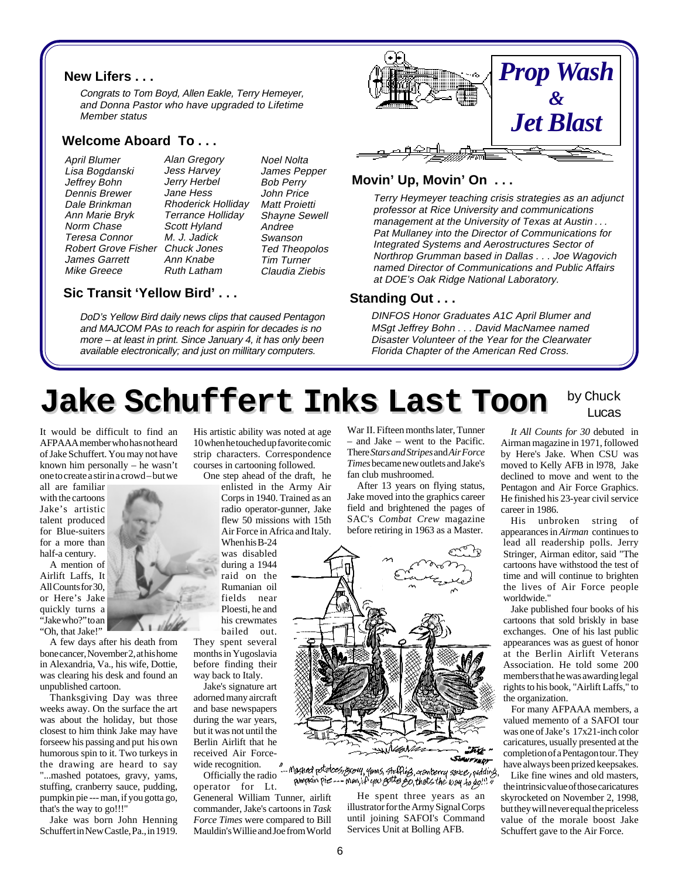## New Lifers . . .

*Congrats to Tom Boyd, Allen Eakle, Terry Hemeyer, and Donna Pastor who have upgraded to Lifetime Member status*

## Welcome Aboard To . . .

*April Blumer*
*Lisa Bogdanski*
*Jeffrey Bohn*
*Dennis Brewer*
*Dale Brinkman*
*Ann Marie Bryk*
*Norm Chase*
*Teresa Connor*
*Robert Grove Fisher*
*James Garrett*
*Mike Greece*
*Alan Gregory*
*Jess Harvey*
*Jerry Herbel*
*Jane Hess*
*Rhoderick Holliday*
*Terrance Holliday*
*Scott Hyland*
*M. J. Jadick*
*Chuck Jones*
*Ann Knabe*
*Ruth Latham*
*Noel Nolta*
*James Pepper*
*Bob Perry*
*John Price*
*Matt Proietti*
*Shayne Sewell*
*Andree Swanson*
*Ted Theopolos*
*Tim Turner*
*Claudia Ziebis*

## Sic Transit 'Yellow Bird' . . .

*DoD's Yellow Bird daily news clips that caused Pentagon and MAJCOM PAs to reach for aspirin for decades is no more – at least in print. Since January 4, it has only been available electronically; and just on millitary computers.*

# *Prop Wash & Jet Blast*

## Movin' Up, Movin' On . . .

*Terry Heymeyer teaching crisis strategies as an adjunct professor at Rice University and communications management at the University of Texas at Austin . . . Pat Mullaney into the Director of Communications for Integrated Systems and Aerostructures Sector of Northrop Grumman based in Dallas . . . Joe Wagovich named Director of Communications and Public Affairs at DOE's Oak Ridge National Laboratory.*

## Standing Out . . .

*DINFOS Honor Graduates A1C April Blumer and MSgt Jeffrey Bohn . . . David MacNamee named Disaster Volunteer of the Year for the Clearwater Florida Chapter of the American Red Cross.*

# Jake Schuffert Inks Last Toon

by Chuck Lucas

It would be difficult to find an AFPAAA member who has not heard of Jake Schuffert. You may not have known him personally – he wasn't one to create a stir in a crowd – but we all are familiar with the cartoons Jake's artistic talent produced for Blue-suiters for a more than half-a century.

A mention of Airlift Laffs, It All Counts for 30, or Here's Jake quickly turns a "Jake who?" to an "Oh, that Jake!"

A few days after his death from bone cancer, November 2, at his home in Alexandria, Va., his wife, Dottie, was clearing his desk and found an unpublished cartoon.

Thanksgiving Day was three weeks away. On the surface the art was about the holiday, but those closest to him think Jake may have forseew his passing and put his own humorous spin to it. Two turkeys in the drawing are heard to say "...mashed potatoes, gravy, yams, stuffing, cranberry sauce, pudding, pumpkin pie --- man, if you gotta go, that's the way to go!!!"

Jake was born John Henning Schuffert in New Castle, Pa., in 1919. His artistic ability was noted at age 10 when he touched up favorite comic strip characters. Correspondence courses in cartooning followed.

One step ahead of the draft, he enlisted in the Army Air Corps in 1940. Trained as an radio operator-gunner, Jake flew 50 missions with 15th Air Force in Africa and Italy. When his B-24 was disabled during a 1944 raid on the Rumanian oil fields near Ploesti, he and his crewmates bailed out. They spent several months in Yugoslavia before finding their way back to Italy.

Jake's signature art adorned many aircraft and base newspapers during the war years, but it was not until the Berlin Airlift that he received Air Force-wide recognition.

Officially the radio operator for Lt. Geneneral William Tunner, airlift commander, Jake's cartoons in *Task Force Times* were compared to Bill Mauldin's Willie and Joe from World War II. Fifteen months later, Tunner – and Jake – went to the Pacific. There *Stars and Stripes* and *Air Force Times* became new outlets and Jake's fan club mushroomed.

After 13 years on flying status, Jake moved into the graphics career field and brightened the pages of SAC's *Combat Crew* magazine before retiring in 1963 as a Master.

"...Mashed potatoes, gravy, yams, stuffing, cranberry sauce, pudding, pumpkin pie --- man, if you gotta go, that's the way to go!!!"

He spent three years as an illustrator for the Army Signal Corps until joining SAFOI's Command Services Unit at Bolling AFB.

*It All Counts for 30* debuted in Airman magazine in 1971, followed by Here's Jake. When CSU was moved to Kelly AFB in l978, Jake declined to move and went to the Pentagon and Air Force Graphics. He finished his 23-year civil service career in 1986.

His unbroken string of appearances in *Airman* continues to lead all readership polls. Jerry Stringer, Airman editor, said "The cartoons have withstood the test of time and will continue to brighten the lives of Air Force people worldwide."

Jake published four books of his cartoons that sold briskly in base exchanges. One of his last public appearances was as guest of honor at the Berlin Airlift Veterans Association. He told some 200 members that he was awarding legal rights to his book, "Airlift Laffs," to the organization.

For many AFPAAA members, a valued memento of a SAFOI tour was one of Jake's 17x21-inch color caricatures, usually presented at the completion of a Pentagon tour. They have always been prized keepsakes.

Like fine wines and old masters, the intrinsic value of those caricatures skyrocketed on November 2, 1998, but they will never equal the priceless value of the morale boost Jake Schuffert gave to the Air Force.